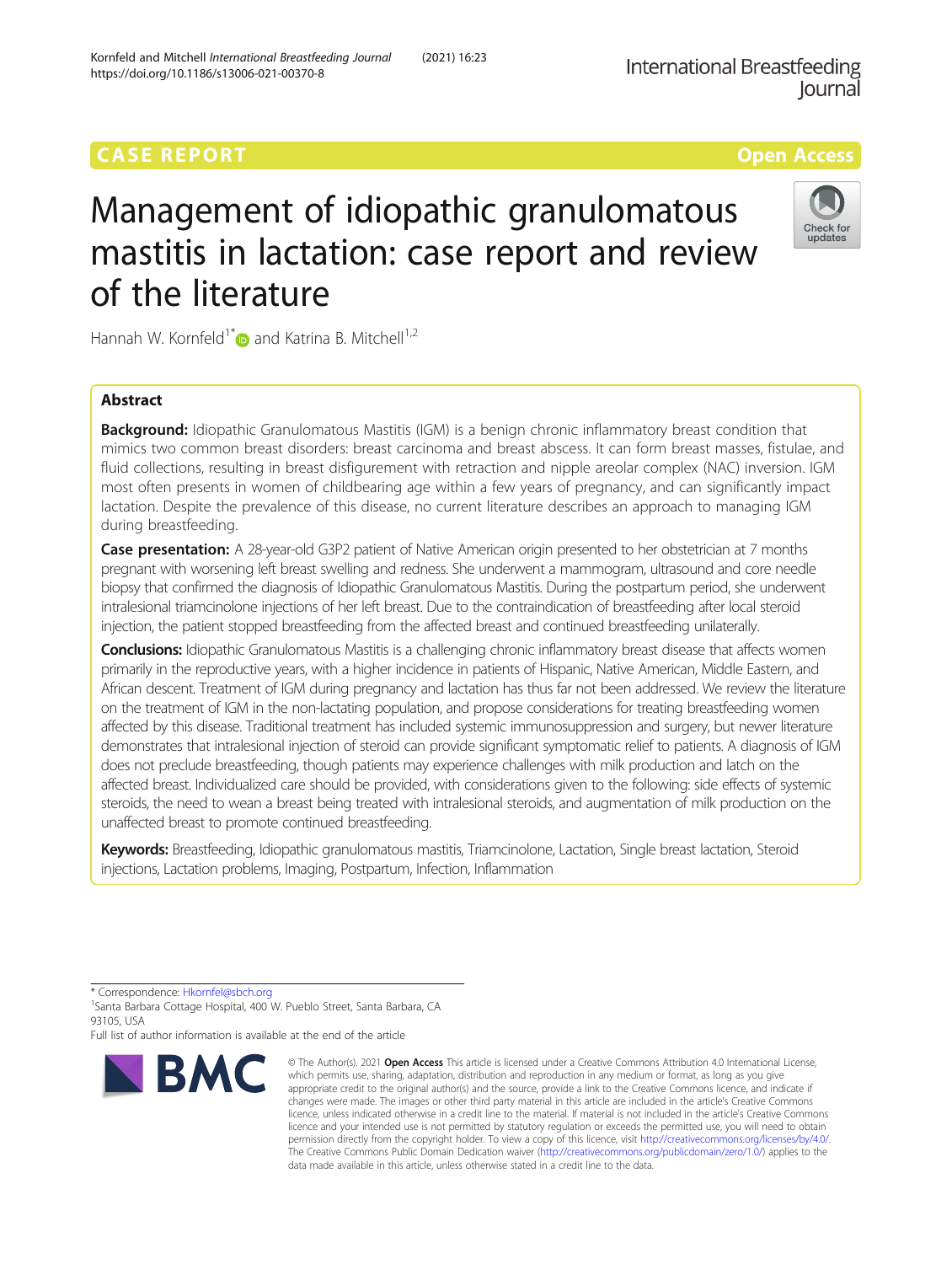CASE REPORT

Open Access

# Management of idiopathic granulomatous mastitis in lactation: case report and review of the literature

Hannah W. Kornfeld[1*] and Katrina B. Mitchell[1,2]

## Abstract

**Background:** Idiopathic Granulomatous Mastitis (IGM) is a benign chronic inflammatory breast condition that mimics two common breast disorders: breast carcinoma and breast abscess. It can form breast masses, fistulae, and fluid collections, resulting in breast disfigurement with retraction and nipple areolar complex (NAC) inversion. IGM most often presents in women of childbearing age within a few years of pregnancy, and can significantly impact lactation. Despite the prevalence of this disease, no current literature describes an approach to managing IGM during breastfeeding.

**Case presentation:** A 28-year-old G3P2 patient of Native American origin presented to her obstetrician at 7 months pregnant with worsening left breast swelling and redness. She underwent a mammogram, ultrasound and core needle biopsy that confirmed the diagnosis of Idiopathic Granulomatous Mastitis. During the postpartum period, she underwent intralesional triamcinolone injections of her left breast. Due to the contraindication of breastfeeding after local steroid injection, the patient stopped breastfeeding from the affected breast and continued breastfeeding unilaterally.

**Conclusions:** Idiopathic Granulomatous Mastitis is a challenging chronic inflammatory breast disease that affects women primarily in the reproductive years, with a higher incidence in patients of Hispanic, Native American, Middle Eastern, and African descent. Treatment of IGM during pregnancy and lactation has thus far not been addressed. We review the literature on the treatment of IGM in the non-lactating population, and propose considerations for treating breastfeeding women affected by this disease. Traditional treatment has included systemic immunosuppression and surgery, but newer literature demonstrates that intralesional injection of steroid can provide significant symptomatic relief to patients. A diagnosis of IGM does not preclude breastfeeding, though patients may experience challenges with milk production and latch on the affected breast. Individualized care should be provided, with considerations given to the following: side effects of systemic steroids, the need to wean a breast being treated with intralesional steroids, and augmentation of milk production on the unaffected breast to promote continued breastfeeding.

**Keywords:** Breastfeeding, Idiopathic granulomatous mastitis, Triamcinolone, Lactation, Single breast lactation, Steroid injections, Lactation problems, Imaging, Postpartum, Infection, Inflammation

---

\* Correspondence: Hkornfel@sbch.org
[1]Santa Barbara Cottage Hospital, 400 W. Pueblo Street, Santa Barbara, CA 93105, USA
Full list of author information is available at the end of the article

© The Author(s). 2021 **Open Access** This article is licensed under a Creative Commons Attribution 4.0 International License, which permits use, sharing, adaptation, distribution and reproduction in any medium or format, as long as you give appropriate credit to the original author(s) and the source, provide a link to the Creative Commons licence, and indicate if changes were made. The images or other third party material in this article are included in the article's Creative Commons licence, unless indicated otherwise in a credit line to the material. If material is not included in the article's Creative Commons licence and your intended use is not permitted by statutory regulation or exceeds the permitted use, you will need to obtain permission directly from the copyright holder. To view a copy of this licence, visit http://creativecommons.org/licenses/by/4.0/. The Creative Commons Public Domain Dedication waiver (http://creativecommons.org/publicdomain/zero/1.0/) applies to the data made available in this article, unless otherwise stated in a credit line to the data.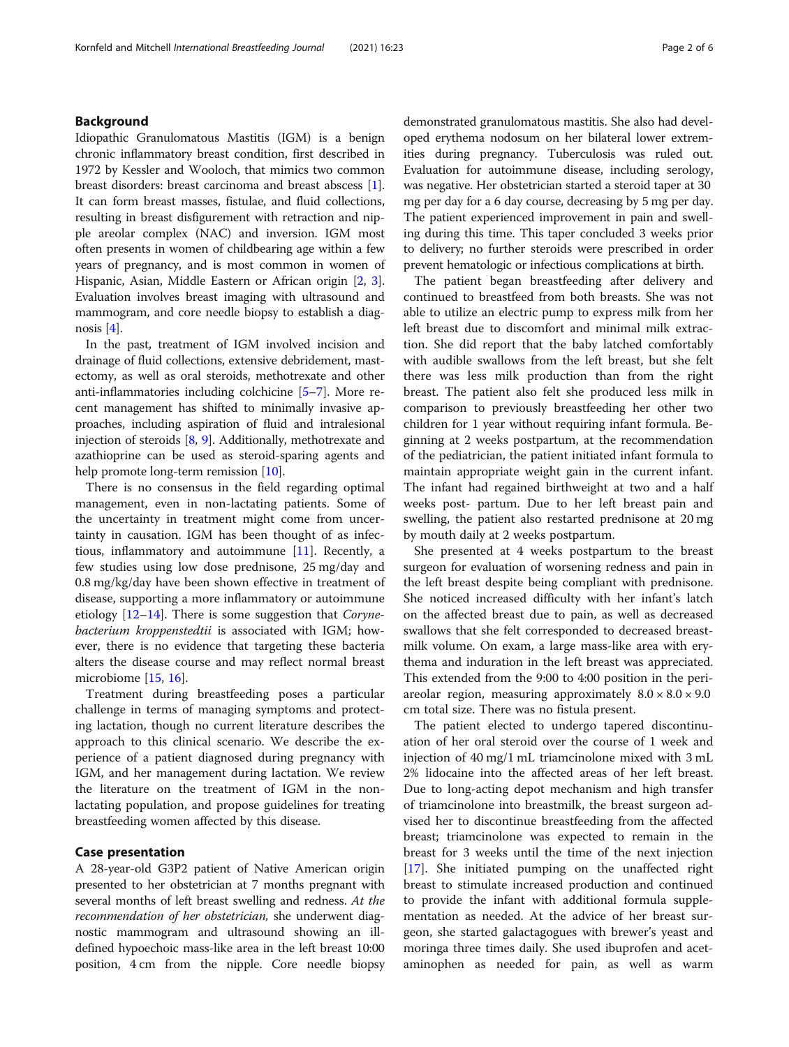## Background

Idiopathic Granulomatous Mastitis (IGM) is a benign chronic inflammatory breast condition, first described in 1972 by Kessler and Wooloch, that mimics two common breast disorders: breast carcinoma and breast abscess [1]. It can form breast masses, fistulae, and fluid collections, resulting in breast disfigurement with retraction and nipple areolar complex (NAC) and inversion. IGM most often presents in women of childbearing age within a few years of pregnancy, and is most common in women of Hispanic, Asian, Middle Eastern or African origin [2, 3]. Evaluation involves breast imaging with ultrasound and mammogram, and core needle biopsy to establish a diagnosis [4].

In the past, treatment of IGM involved incision and drainage of fluid collections, extensive debridement, mastectomy, as well as oral steroids, methotrexate and other anti-inflammatories including colchicine [5–7]. More recent management has shifted to minimally invasive approaches, including aspiration of fluid and intralesional injection of steroids [8, 9]. Additionally, methotrexate and azathioprine can be used as steroid-sparing agents and help promote long-term remission [10].

There is no consensus in the field regarding optimal management, even in non-lactating patients. Some of the uncertainty in treatment might come from uncertainty in causation. IGM has been thought of as infectious, inflammatory and autoimmune [11]. Recently, a few studies using low dose prednisone, 25 mg/day and 0.8 mg/kg/day have been shown effective in treatment of disease, supporting a more inflammatory or autoimmune etiology [12–14]. There is some suggestion that *Corynebacterium kroppenstedtii* is associated with IGM; however, there is no evidence that targeting these bacteria alters the disease course and may reflect normal breast microbiome [15, 16].

Treatment during breastfeeding poses a particular challenge in terms of managing symptoms and protecting lactation, though no current literature describes the approach to this clinical scenario. We describe the experience of a patient diagnosed during pregnancy with IGM, and her management during lactation. We review the literature on the treatment of IGM in the non-lactating population, and propose guidelines for treating breastfeeding women affected by this disease.

## Case presentation

A 28-year-old G3P2 patient of Native American origin presented to her obstetrician at 7 months pregnant with several months of left breast swelling and redness. *At the recommendation of her obstetrician,* she underwent diagnostic mammogram and ultrasound showing an ill-defined hypoechoic mass-like area in the left breast 10:00 position, 4 cm from the nipple. Core needle biopsy demonstrated granulomatous mastitis. She also had developed erythema nodosum on her bilateral lower extremities during pregnancy. Tuberculosis was ruled out. Evaluation for autoimmune disease, including serology, was negative. Her obstetrician started a steroid taper at 30 mg per day for a 6 day course, decreasing by 5 mg per day. The patient experienced improvement in pain and swelling during this time. This taper concluded 3 weeks prior to delivery; no further steroids were prescribed in order prevent hematologic or infectious complications at birth.

The patient began breastfeeding after delivery and continued to breastfeed from both breasts. She was not able to utilize an electric pump to express milk from her left breast due to discomfort and minimal milk extraction. She did report that the baby latched comfortably with audible swallows from the left breast, but she felt there was less milk production than from the right breast. The patient also felt she produced less milk in comparison to previously breastfeeding her other two children for 1 year without requiring infant formula. Beginning at 2 weeks postpartum, at the recommendation of the pediatrician, the patient initiated infant formula to maintain appropriate weight gain in the current infant. The infant had regained birthweight at two and a half weeks post- partum. Due to her left breast pain and swelling, the patient also restarted prednisone at 20 mg by mouth daily at 2 weeks postpartum.

She presented at 4 weeks postpartum to the breast surgeon for evaluation of worsening redness and pain in the left breast despite being compliant with prednisone. She noticed increased difficulty with her infant's latch on the affected breast due to pain, as well as decreased swallows that she felt corresponded to decreased breastmilk volume. On exam, a large mass-like area with erythema and induration in the left breast was appreciated. This extended from the 9:00 to 4:00 position in the periareolar region, measuring approximately $8.0 \times 8.0 \times 9.0$ cm total size. There was no fistula present.

The patient elected to undergo tapered discontinuation of her oral steroid over the course of 1 week and injection of 40 mg/1 mL triamcinolone mixed with 3 mL 2% lidocaine into the affected areas of her left breast. Due to long-acting depot mechanism and high transfer of triamcinolone into breastmilk, the breast surgeon advised her to discontinue breastfeeding from the affected breast; triamcinolone was expected to remain in the breast for 3 weeks until the time of the next injection [17]. She initiated pumping on the unaffected right breast to stimulate increased production and continued to provide the infant with additional formula supplementation as needed. At the advice of her breast surgeon, she started galactagogues with brewer's yeast and moringa three times daily. She used ibuprofen and acetaminophen as needed for pain, as well as warm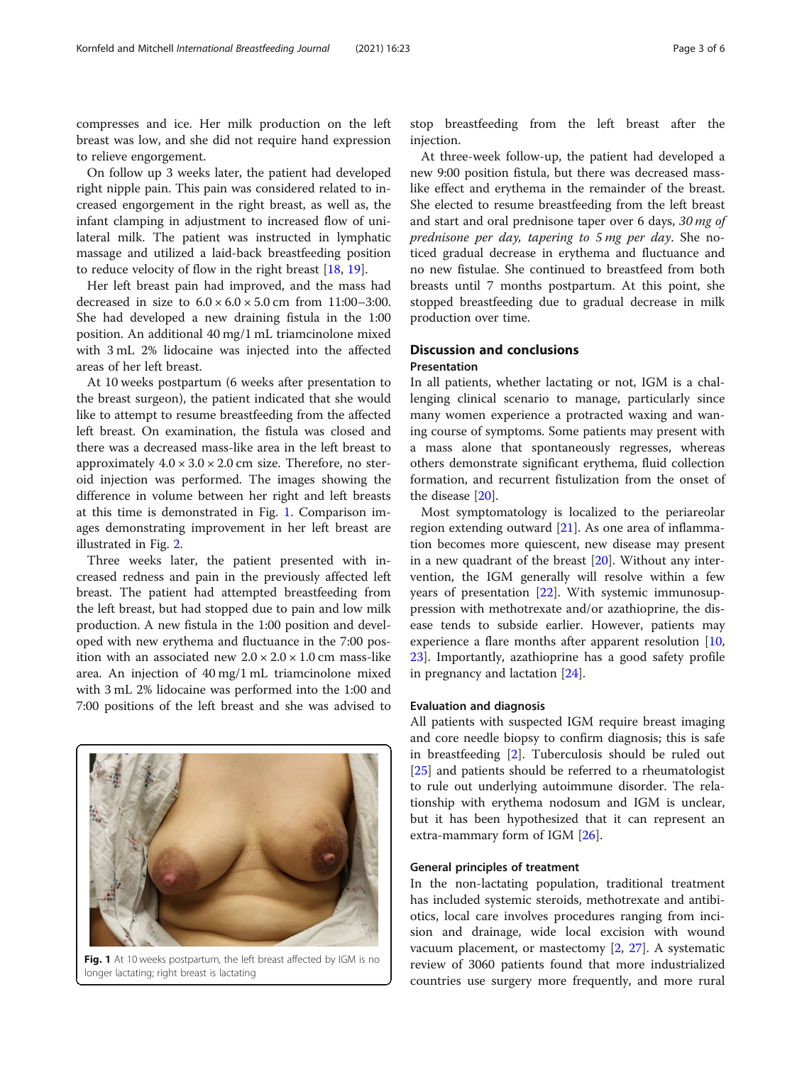compresses and ice. Her milk production on the left breast was low, and she did not require hand expression to relieve engorgement.

On follow up 3 weeks later, the patient had developed right nipple pain. This pain was considered related to increased engorgement in the right breast, as well as, the infant clamping in adjustment to increased flow of unilateral milk. The patient was instructed in lymphatic massage and utilized a laid-back breastfeeding position to reduce velocity of flow in the right breast [18, 19].

Her left breast pain had improved, and the mass had decreased in size to 6.0 × 6.0 × 5.0 cm from 11:00–3:00. She had developed a new draining fistula in the 1:00 position. An additional 40 mg/1 mL triamcinolone mixed with 3 mL 2% lidocaine was injected into the affected areas of her left breast.

At 10 weeks postpartum (6 weeks after presentation to the breast surgeon), the patient indicated that she would like to attempt to resume breastfeeding from the affected left breast. On examination, the fistula was closed and there was a decreased mass-like area in the left breast to approximately 4.0 × 3.0 × 2.0 cm size. Therefore, no steroid injection was performed. The images showing the difference in volume between her right and left breasts at this time is demonstrated in Fig. 1. Comparison images demonstrating improvement in her left breast are illustrated in Fig. 2.

Three weeks later, the patient presented with increased redness and pain in the previously affected left breast. The patient had attempted breastfeeding from the left breast, but had stopped due to pain and low milk production. A new fistula in the 1:00 position and developed with new erythema and fluctuance in the 7:00 position with an associated new 2.0 × 2.0 × 1.0 cm mass-like area. An injection of 40 mg/1 mL triamcinolone mixed with 3 mL 2% lidocaine was performed into the 1:00 and 7:00 positions of the left breast and she was advised to stop breastfeeding from the left breast after the injection.

Fig. 1 At 10 weeks postpartum, the left breast affected by IGM is no longer lactating; right breast is lactating

At three-week follow-up, the patient had developed a new 9:00 position fistula, but there was decreased mass-like effect and erythema in the remainder of the breast. She elected to resume breastfeeding from the left breast and start and oral prednisone taper over 6 days, *30 mg of prednisone per day, tapering to 5 mg per day*. She noticed gradual decrease in erythema and fluctuance and no new fistulae. She continued to breastfeed from both breasts until 7 months postpartum. At this point, she stopped breastfeeding due to gradual decrease in milk production over time.

## Discussion and conclusions

### Presentation

In all patients, whether lactating or not, IGM is a challenging clinical scenario to manage, particularly since many women experience a protracted waxing and waning course of symptoms. Some patients may present with a mass alone that spontaneously regresses, whereas others demonstrate significant erythema, fluid collection formation, and recurrent fistulization from the onset of the disease [20].

Most symptomatology is localized to the periareolar region extending outward [21]. As one area of inflammation becomes more quiescent, new disease may present in a new quadrant of the breast [20]. Without any intervention, the IGM generally will resolve within a few years of presentation [22]. With systemic immunosuppression with methotrexate and/or azathioprine, the disease tends to subside earlier. However, patients may experience a flare months after apparent resolution [10, 23]. Importantly, azathioprine has a good safety profile in pregnancy and lactation [24].

### Evaluation and diagnosis

All patients with suspected IGM require breast imaging and core needle biopsy to confirm diagnosis; this is safe in breastfeeding [2]. Tuberculosis should be ruled out [25] and patients should be referred to a rheumatologist to rule out underlying autoimmune disorder. The relationship with erythema nodosum and IGM is unclear, but it has been hypothesized that it can represent an extra-mammary form of IGM [26].

### General principles of treatment

In the non-lactating population, traditional treatment has included systemic steroids, methotrexate and antibiotics, local care involves procedures ranging from incision and drainage, wide local excision with wound vacuum placement, or mastectomy [2, 27]. A systematic review of 3060 patients found that more industrialized countries use surgery more frequently, and more rural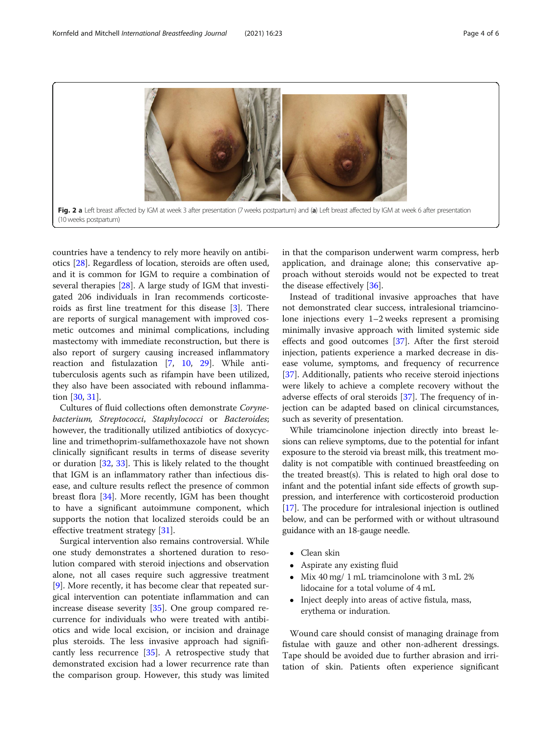**Fig. 2 a** Left breast affected by IGM at week 3 after presentation (7 weeks postpartum) and (**a**) Left breast affected by IGM at week 6 after presentation (10 weeks postpartum)

countries have a tendency to rely more heavily on antibiotics [28]. Regardless of location, steroids are often used, and it is common for IGM to require a combination of several therapies [28]. A large study of IGM that investigated 206 individuals in Iran recommends corticosteroids as first line treatment for this disease [3]. There are reports of surgical management with improved cosmetic outcomes and minimal complications, including mastectomy with immediate reconstruction, but there is also report of surgery causing increased inflammatory reaction and fistulazation [7, 10, 29]. While antituberculosis agents such as rifampin have been utilized, they also have been associated with rebound inflammation [30, 31].

Cultures of fluid collections often demonstrate *Corynebacterium, Streptococci, Staphylococci* or *Bacteroides*; however, the traditionally utilized antibiotics of doxycycline and trimethoprim-sulfamethoxazole have not shown clinically significant results in terms of disease severity or duration [32, 33]. This is likely related to the thought that IGM is an inflammatory rather than infectious disease, and culture results reflect the presence of common breast flora [34]. More recently, IGM has been thought to have a significant autoimmune component, which supports the notion that localized steroids could be an effective treatment strategy [31].

Surgical intervention also remains controversial. While one study demonstrates a shortened duration to resolution compared with steroid injections and observation alone, not all cases require such aggressive treatment [9]. More recently, it has become clear that repeated surgical intervention can potentiate inflammation and can increase disease severity [35]. One group compared recurrence for individuals who were treated with antibiotics and wide local excision, or incision and drainage plus steroids. The less invasive approach had significantly less recurrence [35]. A retrospective study that demonstrated excision had a lower recurrence rate than the comparison group. However, this study was limited in that the comparison underwent warm compress, herb application, and drainage alone; this conservative approach without steroids would not be expected to treat the disease effectively [36].

Instead of traditional invasive approaches that have not demonstrated clear success, intralesional triamcinolone injections every 1–2 weeks represent a promising minimally invasive approach with limited systemic side effects and good outcomes [37]. After the first steroid injection, patients experience a marked decrease in disease volume, symptoms, and frequency of recurrence [37]. Additionally, patients who receive steroid injections were likely to achieve a complete recovery without the adverse effects of oral steroids [37]. The frequency of injection can be adapted based on clinical circumstances, such as severity of presentation.

While triamcinolone injection directly into breast lesions can relieve symptoms, due to the potential for infant exposure to the steroid via breast milk, this treatment modality is not compatible with continued breastfeeding on the treated breast(s). This is related to high oral dose to infant and the potential infant side effects of growth suppression, and interference with corticosteroid production [17]. The procedure for intralesional injection is outlined below, and can be performed with or without ultrasound guidance with an 18-gauge needle.

- Clean skin
- Aspirate any existing fluid
- Mix 40 mg/ 1 mL triamcinolone with 3 mL 2% lidocaine for a total volume of 4 mL
- Inject deeply into areas of active fistula, mass, erythema or induration.

Wound care should consist of managing drainage from fistulae with gauze and other non-adherent dressings. Tape should be avoided due to further abrasion and irritation of skin. Patients often experience significant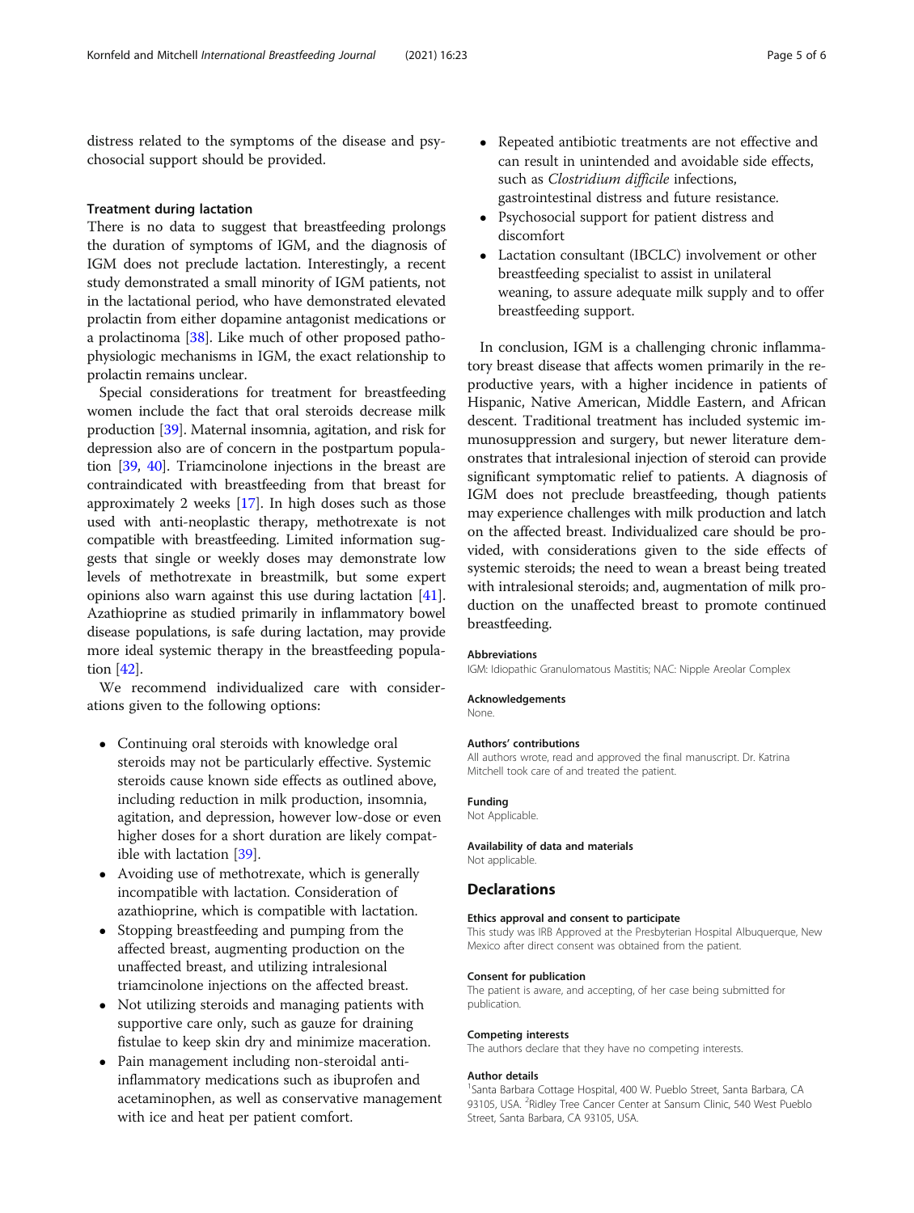distress related to the symptoms of the disease and psychosocial support should be provided.

### Treatment during lactation

There is no data to suggest that breastfeeding prolongs the duration of symptoms of IGM, and the diagnosis of IGM does not preclude lactation. Interestingly, a recent study demonstrated a small minority of IGM patients, not in the lactational period, who have demonstrated elevated prolactin from either dopamine antagonist medications or a prolactinoma [38]. Like much of other proposed pathophysiologic mechanisms in IGM, the exact relationship to prolactin remains unclear.

Special considerations for treatment for breastfeeding women include the fact that oral steroids decrease milk production [39]. Maternal insomnia, agitation, and risk for depression also are of concern in the postpartum population [39, 40]. Triamcinolone injections in the breast are contraindicated with breastfeeding from that breast for approximately 2 weeks [17]. In high doses such as those used with anti-neoplastic therapy, methotrexate is not compatible with breastfeeding. Limited information suggests that single or weekly doses may demonstrate low levels of methotrexate in breastmilk, but some expert opinions also warn against this use during lactation [41]. Azathioprine as studied primarily in inflammatory bowel disease populations, is safe during lactation, may provide more ideal systemic therapy in the breastfeeding population [42].

We recommend individualized care with considerations given to the following options:

- Continuing oral steroids with knowledge oral steroids may not be particularly effective. Systemic steroids cause known side effects as outlined above, including reduction in milk production, insomnia, agitation, and depression, however low-dose or even higher doses for a short duration are likely compatible with lactation [39].
- Avoiding use of methotrexate, which is generally incompatible with lactation. Consideration of azathioprine, which is compatible with lactation.
- Stopping breastfeeding and pumping from the affected breast, augmenting production on the unaffected breast, and utilizing intralesional triamcinolone injections on the affected breast.
- Not utilizing steroids and managing patients with supportive care only, such as gauze for draining fistulae to keep skin dry and minimize maceration.
- Pain management including non-steroidal anti-inflammatory medications such as ibuprofen and acetaminophen, as well as conservative management with ice and heat per patient comfort.
- Repeated antibiotic treatments are not effective and can result in unintended and avoidable side effects, such as *Clostridium difficile* infections, gastrointestinal distress and future resistance.
- Psychosocial support for patient distress and discomfort
- Lactation consultant (IBCLC) involvement or other breastfeeding specialist to assist in unilateral weaning, to assure adequate milk supply and to offer breastfeeding support.

In conclusion, IGM is a challenging chronic inflammatory breast disease that affects women primarily in the reproductive years, with a higher incidence in patients of Hispanic, Native American, Middle Eastern, and African descent. Traditional treatment has included systemic immunosuppression and surgery, but newer literature demonstrates that intralesional injection of steroid can provide significant symptomatic relief to patients. A diagnosis of IGM does not preclude breastfeeding, though patients may experience challenges with milk production and latch on the affected breast. Individualized care should be provided, with considerations given to the side effects of systemic steroids; the need to wean a breast being treated with intralesional steroids; and, augmentation of milk production on the unaffected breast to promote continued breastfeeding.

#### Abbreviations

IGM: Idiopathic Granulomatous Mastitis; NAC: Nipple Areolar Complex

#### Acknowledgements

None.

#### Authors' contributions

All authors wrote, read and approved the final manuscript. Dr. Katrina Mitchell took care of and treated the patient.

#### Funding

Not Applicable.

#### Availability of data and materials

Not applicable.

## Declarations

#### Ethics approval and consent to participate

This study was IRB Approved at the Presbyterian Hospital Albuquerque, New Mexico after direct consent was obtained from the patient.

#### Consent for publication

The patient is aware, and accepting, of her case being submitted for publication.

#### Competing interests

The authors declare that they have no competing interests.

#### Author details

[1]Santa Barbara Cottage Hospital, 400 W. Pueblo Street, Santa Barbara, CA 93105, USA. [2]Ridley Tree Cancer Center at Sansum Clinic, 540 West Pueblo Street, Santa Barbara, CA 93105, USA.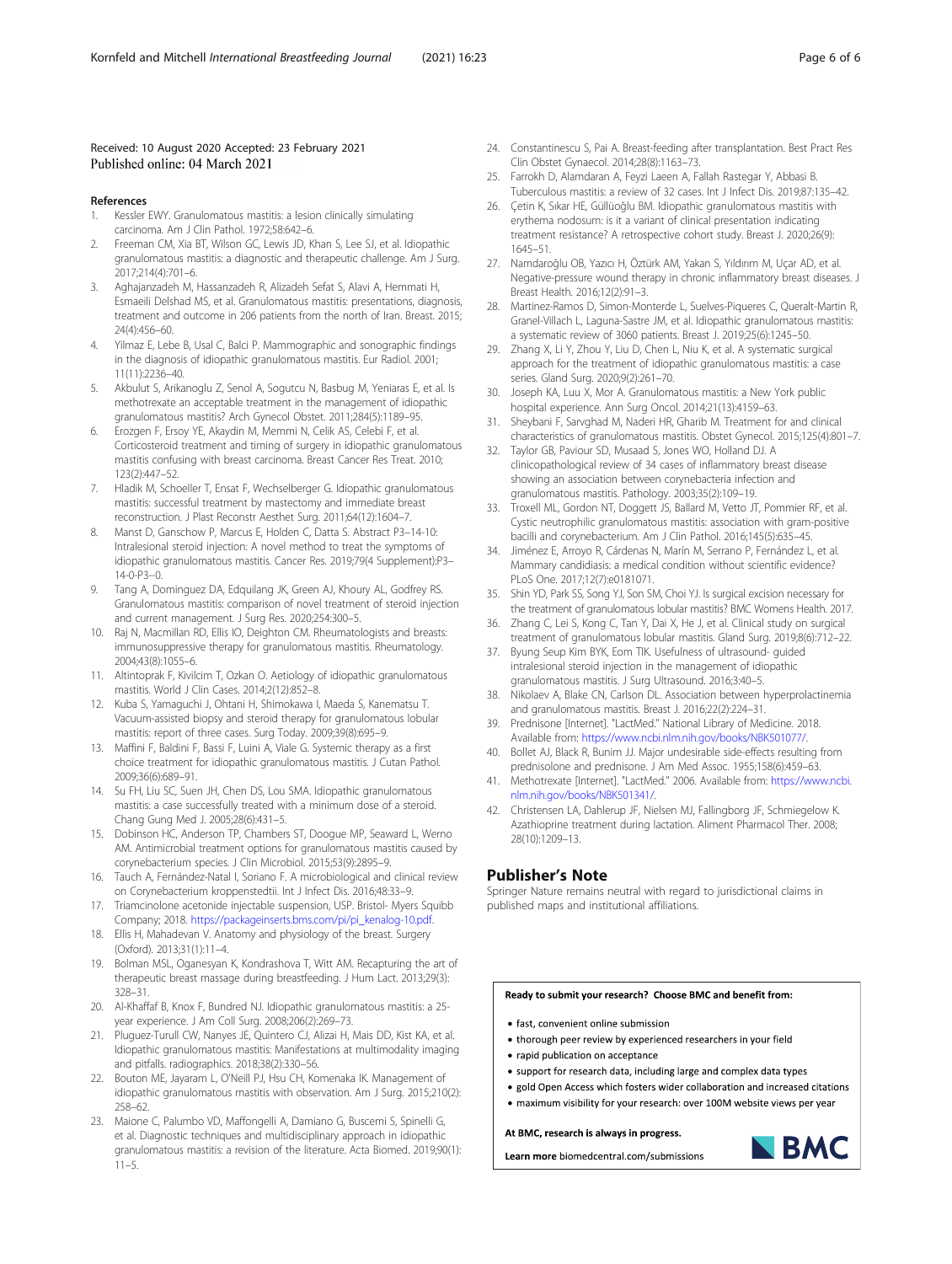Received: 10 August 2020 Accepted: 23 February 2021
Published online: 04 March 2021

## References

1. Kessler EWY. Granulomatous mastitis: a lesion clinically simulating carcinoma. Am J Clin Pathol. 1972;58:642–6.
2. Freeman CM, Xia BT, Wilson GC, Lewis JD, Khan S, Lee SJ, et al. Idiopathic granulomatous mastitis: a diagnostic and therapeutic challenge. Am J Surg. 2017;214(4):701–6.
3. Aghajanzadeh M, Hassanzadeh R, Alizadeh Sefat S, Alavi A, Hemmati H, Esmaeili Delshad MS, et al. Granulomatous mastitis: presentations, diagnosis, treatment and outcome in 206 patients from the north of Iran. Breast. 2015; 24(4):456–60.
4. Yilmaz E, Lebe B, Usal C, Balci P. Mammographic and sonographic findings in the diagnosis of idiopathic granulomatous mastitis. Eur Radiol. 2001; 11(11):2236–40.
5. Akbulut S, Arikanoglu Z, Senol A, Sogutcu N, Basbug M, Yeniaras E, et al. Is methotrexate an acceptable treatment in the management of idiopathic granulomatous mastitis? Arch Gynecol Obstet. 2011;284(5):1189–95.
6. Erozgen F, Ersoy YE, Akaydin M, Memmi N, Celik AS, Celebi F, et al. Corticosteroid treatment and timing of surgery in idiopathic granulomatous mastitis confusing with breast carcinoma. Breast Cancer Res Treat. 2010; 123(2):447–52.
7. Hladik M, Schoeller T, Ensat F, Wechselberger G. Idiopathic granulomatous mastitis: successful treatment by mastectomy and immediate breast reconstruction. J Plast Reconstr Aesthet Surg. 2011;64(12):1604–7.
8. Manst D, Ganschow P, Marcus E, Holden C, Datta S. Abstract P3–14-10: Intralesional steroid injection: A novel method to treat the symptoms of idiopathic granulomatous mastitis. Cancer Res. 2019;79(4 Supplement):P3–14-0-P3--0.
9. Tang A, Dominguez DA, Edquilang JK, Green AJ, Khoury AL, Godfrey RS. Granulomatous mastitis: comparison of novel treatment of steroid injection and current management. J Surg Res. 2020;254:300–5.
10. Raj N, Macmillan RD, Ellis IO, Deighton CM. Rheumatologists and breasts: immunosuppressive therapy for granulomatous mastitis. Rheumatology. 2004;43(8):1055–6.
11. Altintoprak F, Kivilcim T, Ozkan O. Aetiology of idiopathic granulomatous mastitis. World J Clin Cases. 2014;2(12):852–8.
12. Kuba S, Yamaguchi J, Ohtani H, Shimokawa I, Maeda S, Kanematsu T. Vacuum-assisted biopsy and steroid therapy for granulomatous lobular mastitis: report of three cases. Surg Today. 2009;39(8):695–9.
13. Maffini F, Baldini F, Bassi F, Luini A, Viale G. Systemic therapy as a first choice treatment for idiopathic granulomatous mastitis. J Cutan Pathol. 2009;36(6):689–91.
14. Su FH, Liu SC, Suen JH, Chen DS, Lou SMA. Idiopathic granulomatous mastitis: a case successfully treated with a minimum dose of a steroid. Chang Gung Med J. 2005;28(6):431–5.
15. Dobinson HC, Anderson TP, Chambers ST, Doogue MP, Seaward L, Werno AM. Antimicrobial treatment options for granulomatous mastitis caused by corynebacterium species. J Clin Microbiol. 2015;53(9):2895–9.
16. Tauch A, Fernández-Natal I, Soriano F. A microbiological and clinical review on Corynebacterium kroppenstedtii. Int J Infect Dis. 2016;48:33–9.
17. Triamcinolone acetonide injectable suspension, USP. Bristol- Myers Squibb Company; 2018. https://packageinserts.bms.com/pi/pi_kenalog-10.pdf.
18. Ellis H, Mahadevan V. Anatomy and physiology of the breast. Surgery (Oxford). 2013;31(1):11–4.
19. Bolman MSL, Oganesyan K, Kondrashova T, Witt AM. Recapturing the art of therapeutic breast massage during breastfeeding. J Hum Lact. 2013;29(3): 328–31.
20. Al-Khaffaf B, Knox F, Bundred NJ. Idiopathic granulomatous mastitis: a 25-year experience. J Am Coll Surg. 2008;206(2):269–73.
21. Pluguez-Turull CW, Nanyes JE, Quintero CJ, Alizai H, Mais DD, Kist KA, et al. Idiopathic granulomatous mastitis: Manifestations at multimodality imaging and pitfalls. radiographics. 2018;38(2):330–56.
22. Bouton ME, Jayaram L, O'Neill PJ, Hsu CH, Komenaka IK. Management of idiopathic granulomatous mastitis with observation. Am J Surg. 2015;210(2): 258–62.
23. Maione C, Palumbo VD, Maffongelli A, Damiano G, Buscemi S, Spinelli G, et al. Diagnostic techniques and multidisciplinary approach in idiopathic granulomatous mastitis: a revision of the literature. Acta Biomed. 2019;90(1): 11–5.
24. Constantinescu S, Pai A. Breast-feeding after transplantation. Best Pract Res Clin Obstet Gynaecol. 2014;28(8):1163–73.
25. Farrokh D, Alamdaran A, Feyzi Laeen A, Fallah Rastegar Y, Abbasi B. Tuberculous mastitis: a review of 32 cases. Int J Infect Dis. 2019;87:135–42.
26. Çetin K, Sıkar HE, Güllüoğlu BM. Idiopathic granulomatous mastitis with erythema nodosum: is it a variant of clinical presentation indicating treatment resistance? A retrospective cohort study. Breast J. 2020;26(9): 1645–51.
27. Namdaroğlu OB, Yazıcı H, Öztürk AM, Yakan S, Yıldırım M, Uçar AD, et al. Negative-pressure wound therapy in chronic inflammatory breast diseases. J Breast Health. 2016;12(2):91–3.
28. Martinez-Ramos D, Simon-Monterde L, Suelves-Piqueres C, Queralt-Martin R, Granel-Villach L, Laguna-Sastre JM, et al. Idiopathic granulomatous mastitis: a systematic review of 3060 patients. Breast J. 2019;25(6):1245–50.
29. Zhang X, Li Y, Zhou Y, Liu D, Chen L, Niu K, et al. A systematic surgical approach for the treatment of idiopathic granulomatous mastitis: a case series. Gland Surg. 2020;9(2):261–70.
30. Joseph KA, Luu X, Mor A. Granulomatous mastitis: a New York public hospital experience. Ann Surg Oncol. 2014;21(13):4159–63.
31. Sheybani F, Sarvghad M, Naderi HR, Gharib M. Treatment for and clinical characteristics of granulomatous mastitis. Obstet Gynecol. 2015;125(4):801–7.
32. Taylor GB, Paviour SD, Musaad S, Jones WO, Holland DJ. A clinicopathological review of 34 cases of inflammatory breast disease showing an association between corynebacteria infection and granulomatous mastitis. Pathology. 2003;35(2):109–19.
33. Troxell ML, Gordon NT, Doggett JS, Ballard M, Vetto JT, Pommier RF, et al. Cystic neutrophilic granulomatous mastitis: association with gram-positive bacilli and corynebacterium. Am J Clin Pathol. 2016;145(5):635–45.
34. Jiménez E, Arroyo R, Cárdenas N, Marín M, Serrano P, Fernández L, et al. Mammary candidiasis: a medical condition without scientific evidence? PLoS One. 2017;12(7):e0181071.
35. Shin YD, Park SS, Song YJ, Son SM, Choi YJ. Is surgical excision necessary for the treatment of granulomatous lobular mastitis? BMC Womens Health. 2017.
36. Zhang C, Lei S, Kong C, Tan Y, Dai X, He J, et al. Clinical study on surgical treatment of granulomatous lobular mastitis. Gland Surg. 2019;8(6):712–22.
37. Byung Seup Kim BYK, Eom TIK. Usefulness of ultrasound- guided intralesional steroid injection in the management of idiopathic granulomatous mastitis. J Surg Ultrasound. 2016;3:40–5.
38. Nikolaev A, Blake CN, Carlson DL. Association between hyperprolactinemia and granulomatous mastitis. Breast J. 2016;22(2):224–31.
39. Prednisone [Internet]. "LactMed." National Library of Medicine. 2018. Available from: https://www.ncbi.nlm.nih.gov/books/NBK501077/.
40. Bollet AJ, Black R, Bunim JJ. Major undesirable side-effects resulting from prednisolone and prednisone. J Am Med Assoc. 1955;158(6):459–63.
41. Methotrexate [Internet]. "LactMed." 2006. Available from: https://www.ncbi.nlm.nih.gov/books/NBK501341/.
42. Christensen LA, Dahlerup JF, Nielsen MJ, Fallingborg JF, Schmiegelow K. Azathioprine treatment during lactation. Aliment Pharmacol Ther. 2008; 28(10):1209–13.

## Publisher's Note

Springer Nature remains neutral with regard to jurisdictional claims in published maps and institutional affiliations.

**Ready to submit your research? Choose BMC and benefit from:**

- fast, convenient online submission
- thorough peer review by experienced researchers in your field
- rapid publication on acceptance
- support for research data, including large and complex data types
- gold Open Access which fosters wider collaboration and increased citations
- maximum visibility for your research: over 100M website views per year

**At BMC, research is always in progress.**

**Learn more** biomedcentral.com/submissions